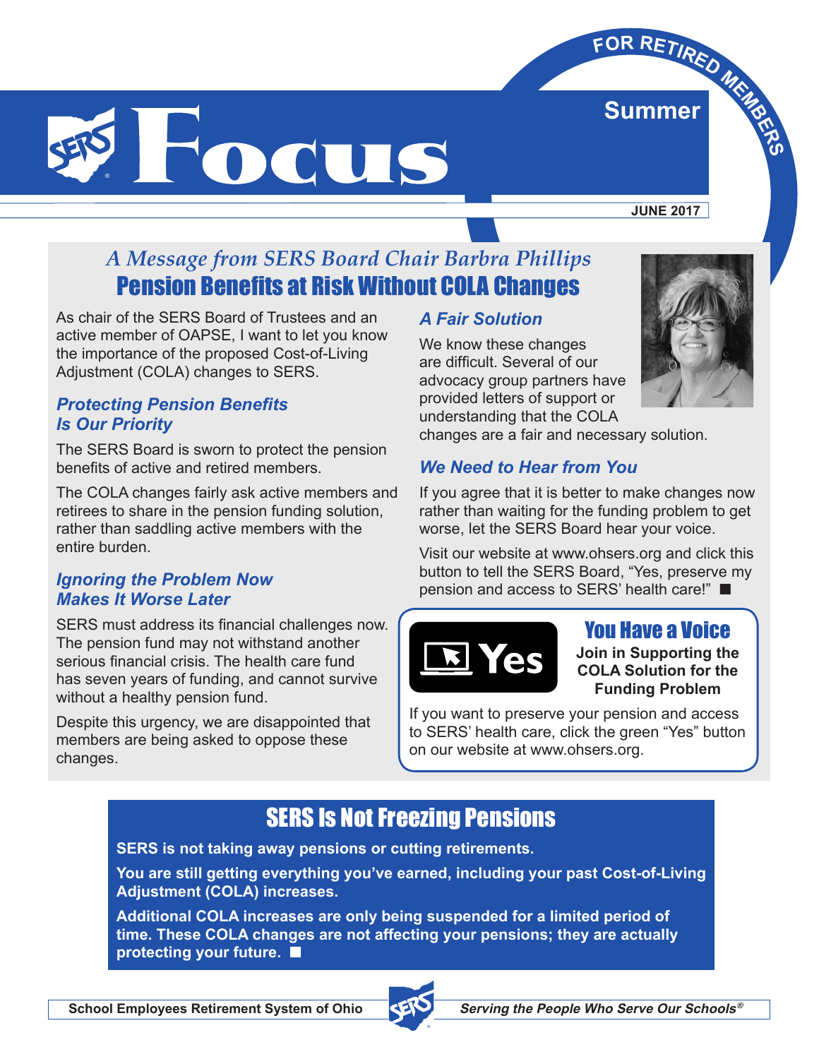# Focus

FOR RETIRED MEMBERS

Summer

JUNE 2017

*A Message from SERS Board Chair Barbra Phillips*

## Pension Benefits at Risk Without COLA Changes

As chair of the SERS Board of Trustees and an active member of OAPSE, I want to let you know the importance of the proposed Cost-of-Living Adjustment (COLA) changes to SERS.

### *Protecting Pension Benefits Is Our Priority*

The SERS Board is sworn to protect the pension benefits of active and retired members.

The COLA changes fairly ask active members and retirees to share in the pension funding solution, rather than saddling active members with the entire burden.

### *Ignoring the Problem Now Makes It Worse Later*

SERS must address its financial challenges now. The pension fund may not withstand another serious financial crisis. The health care fund has seven years of funding, and cannot survive without a healthy pension fund.

Despite this urgency, we are disappointed that members are being asked to oppose these changes.

### *A Fair Solution*

We know these changes are difficult. Several of our advocacy group partners have provided letters of support or understanding that the COLA changes are a fair and necessary solution.

### *We Need to Hear from You*

If you agree that it is better to make changes now rather than waiting for the funding problem to get worse, let the SERS Board hear your voice.

Visit our website at www.ohsers.org and click this button to tell the SERS Board, "Yes, preserve my pension and access to SERS' health care!" ■

### You Have a Voice

Yes

**Join in Supporting the COLA Solution for the Funding Problem**

If you want to preserve your pension and access to SERS' health care, click the green "Yes" button on our website at www.ohsers.org.

## SERS Is Not Freezing Pensions

**SERS is not taking away pensions or cutting retirements.**

**You are still getting everything you've earned, including your past Cost-of-Living Adjustment (COLA) increases.**

**Additional COLA increases are only being suspended for a limited period of time. These COLA changes are not affecting your pensions; they are actually protecting your future.** ■

**School Employees Retirement System of Ohio** *Serving the People Who Serve Our Schools®*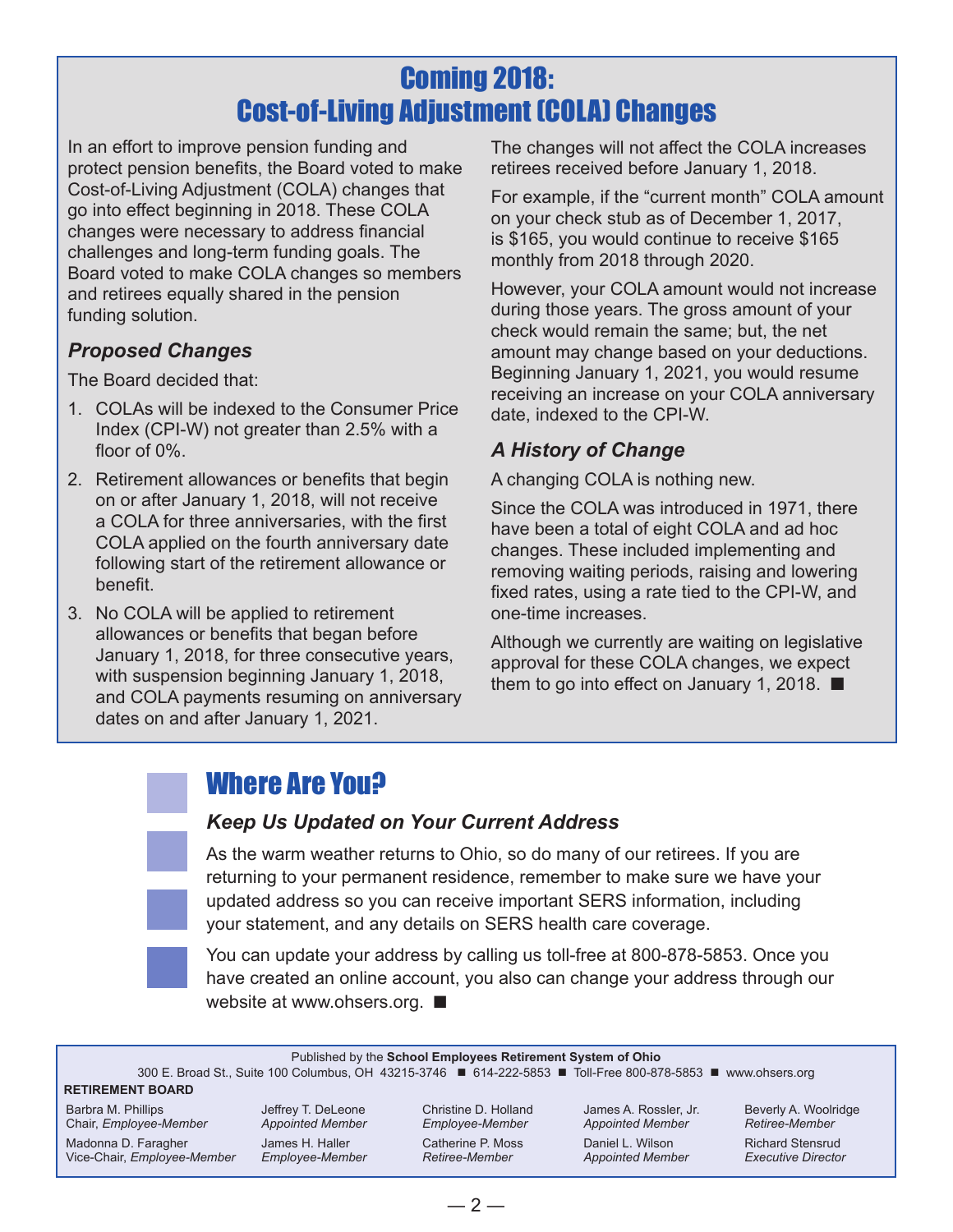# Coming 2018: Cost-of-Living Adjustment (COLA) Changes

In an effort to improve pension funding and protect pension benefits, the Board voted to make Cost-of-Living Adjustment (COLA) changes that go into effect beginning in 2018. These COLA changes were necessary to address financial challenges and long-term funding goals. The Board voted to make COLA changes so members and retirees equally shared in the pension funding solution.

### *Proposed Changes*

The Board decided that:

1. COLAs will be indexed to the Consumer Price Index (CPI-W) not greater than 2.5% with a floor of 0%.
2. Retirement allowances or benefits that begin on or after January 1, 2018, will not receive a COLA for three anniversaries, with the first COLA applied on the fourth anniversary date following start of the retirement allowance or benefit.
3. No COLA will be applied to retirement allowances or benefits that began before January 1, 2018, for three consecutive years, with suspension beginning January 1, 2018, and COLA payments resuming on anniversary dates on and after January 1, 2021.

The changes will not affect the COLA increases retirees received before January 1, 2018.

For example, if the "current month" COLA amount on your check stub as of December 1, 2017, is $165, you would continue to receive $165 monthly from 2018 through 2020.

However, your COLA amount would not increase during those years. The gross amount of your check would remain the same; but, the net amount may change based on your deductions. Beginning January 1, 2021, you would resume receiving an increase on your COLA anniversary date, indexed to the CPI-W.

### *A History of Change*

A changing COLA is nothing new.

Since the COLA was introduced in 1971, there have been a total of eight COLA and ad hoc changes. These included implementing and removing waiting periods, raising and lowering fixed rates, using a rate tied to the CPI-W, and one-time increases.

Although we currently are waiting on legislative approval for these COLA changes, we expect them to go into effect on January 1, 2018. ■

# Where Are You?

### *Keep Us Updated on Your Current Address*

As the warm weather returns to Ohio, so do many of our retirees. If you are returning to your permanent residence, remember to make sure we have your updated address so you can receive important SERS information, including your statement, and any details on SERS health care coverage.

You can update your address by calling us toll-free at 800-878-5853. Once you have created an online account, you also can change your address through our website at www.ohsers.org. ■

Published by the **School Employees Retirement System of Ohio**
300 E. Broad St., Suite 100 Columbus, OH 43215-3746 ■ 614-222-5853 ■ Toll-Free 800-878-5853 ■ www.ohsers.org

**RETIREMENT BOARD**

Barbra M. Phillips, Chair, *Employee-Member*
Madonna D. Faragher, Vice-Chair, *Employee-Member*
Jeffrey T. DeLeone, *Appointed Member*
James H. Haller, *Employee-Member*
Christine D. Holland, *Employee-Member*
Catherine P. Moss, *Retiree-Member*
James A. Rossler, Jr., *Appointed Member*
Daniel L. Wilson, *Appointed Member*
Beverly A. Woolridge, *Retiree-Member*
Richard Stensrud, *Executive Director*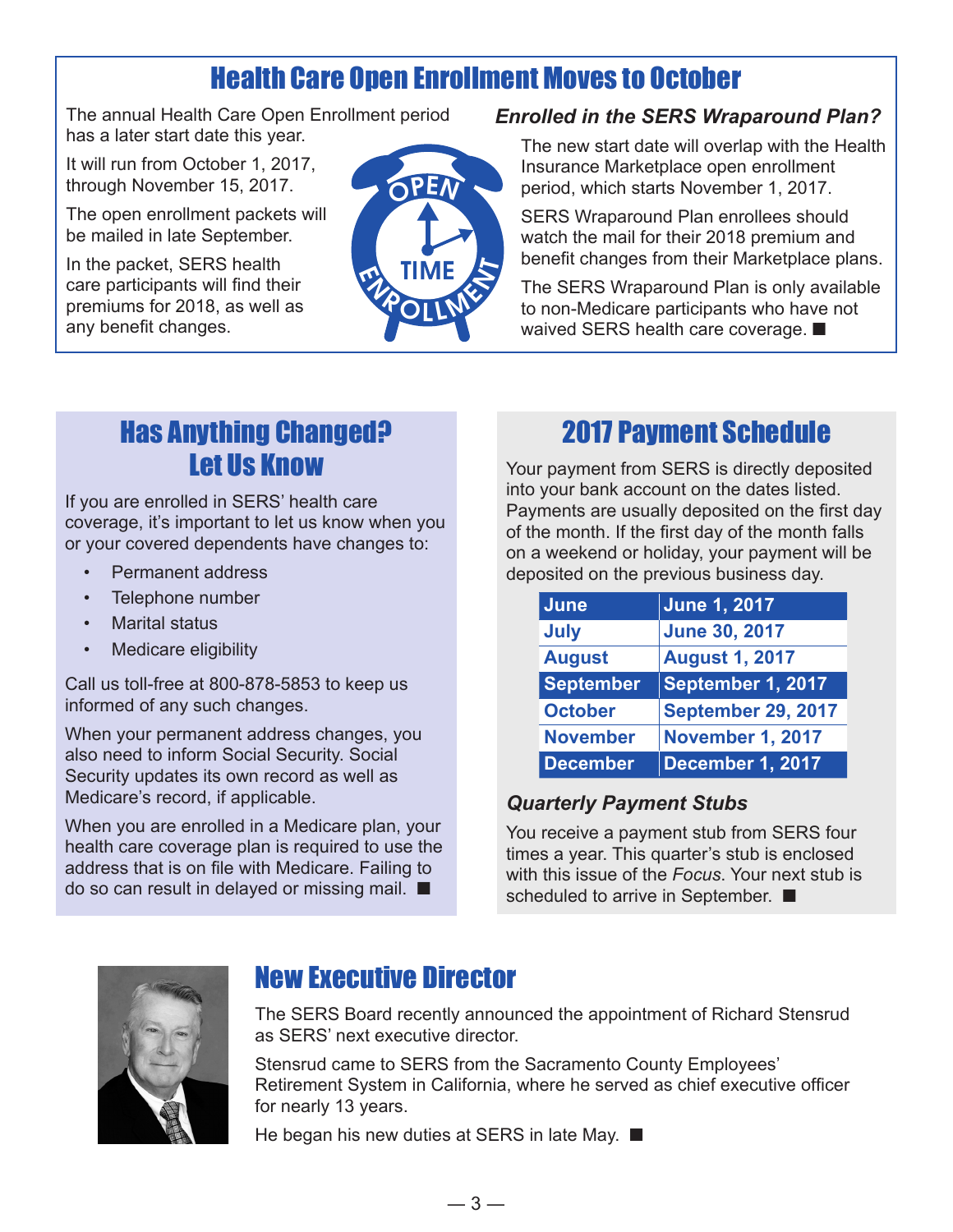## Health Care Open Enrollment Moves to October

The annual Health Care Open Enrollment period has a later start date this year.

It will run from October 1, 2017, through November 15, 2017.

The open enrollment packets will be mailed in late September.

In the packet, SERS health care participants will find their premiums for 2018, as well as any benefit changes.

### *Enrolled in the SERS Wraparound Plan?*

The new start date will overlap with the Health Insurance Marketplace open enrollment period, which starts November 1, 2017.

SERS Wraparound Plan enrollees should watch the mail for their 2018 premium and benefit changes from their Marketplace plans.

The SERS Wraparound Plan is only available to non-Medicare participants who have not waived SERS health care coverage. ■

## Has Anything Changed? Let Us Know

If you are enrolled in SERS' health care coverage, it's important to let us know when you or your covered dependents have changes to:

- Permanent address
- Telephone number
- Marital status
- Medicare eligibility

Call us toll-free at 800-878-5853 to keep us informed of any such changes.

When your permanent address changes, you also need to inform Social Security. Social Security updates its own record as well as Medicare's record, if applicable.

When you are enrolled in a Medicare plan, your health care coverage plan is required to use the address that is on file with Medicare. Failing to do so can result in delayed or missing mail. ■

## 2017 Payment Schedule

Your payment from SERS is directly deposited into your bank account on the dates listed. Payments are usually deposited on the first day of the month. If the first day of the month falls on a weekend or holiday, your payment will be deposited on the previous business day.

| Month | Date |
|---|---|
| June | June 1, 2017 |
| July | June 30, 2017 |
| August | August 1, 2017 |
| September | September 1, 2017 |
| October | September 29, 2017 |
| November | November 1, 2017 |
| December | December 1, 2017 |

### *Quarterly Payment Stubs*

You receive a payment stub from SERS four times a year. This quarter's stub is enclosed with this issue of the *Focus*. Your next stub is scheduled to arrive in September. ■

## New Executive Director

The SERS Board recently announced the appointment of Richard Stensrud as SERS' next executive director.

Stensrud came to SERS from the Sacramento County Employees' Retirement System in California, where he served as chief executive officer for nearly 13 years.

He began his new duties at SERS in late May. ■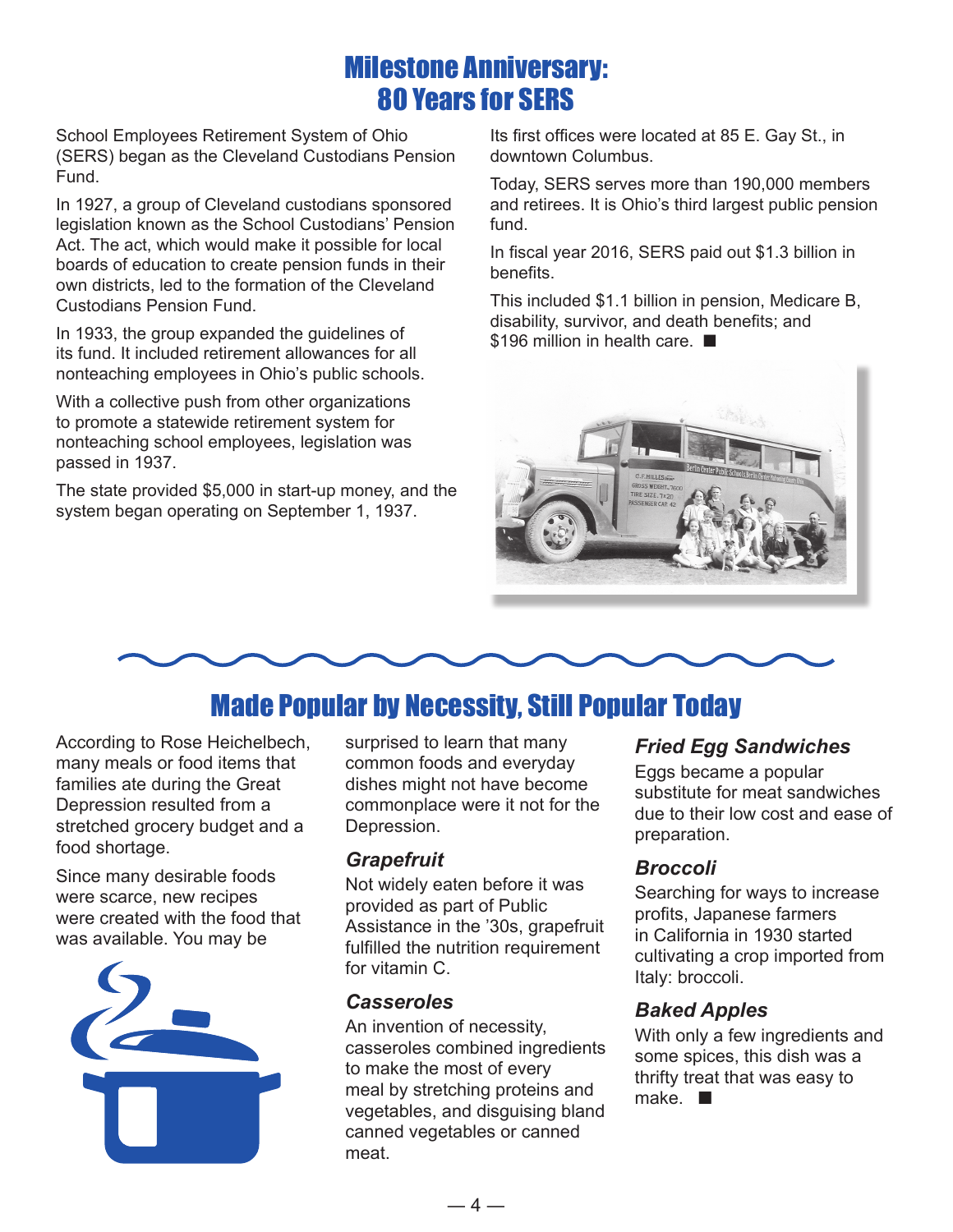# Milestone Anniversary: 80 Years for SERS

School Employees Retirement System of Ohio (SERS) began as the Cleveland Custodians Pension Fund.

In 1927, a group of Cleveland custodians sponsored legislation known as the School Custodians' Pension Act. The act, which would make it possible for local boards of education to create pension funds in their own districts, led to the formation of the Cleveland Custodians Pension Fund.

In 1933, the group expanded the guidelines of its fund. It included retirement allowances for all nonteaching employees in Ohio's public schools.

With a collective push from other organizations to promote a statewide retirement system for nonteaching school employees, legislation was passed in 1937.

The state provided $5,000 in start-up money, and the system began operating on September 1, 1937.

Its first offices were located at 85 E. Gay St., in downtown Columbus.

Today, SERS serves more than 190,000 members and retirees. It is Ohio's third largest public pension fund.

In fiscal year 2016, SERS paid out $1.3 billion in benefits.

This included $1.1 billion in pension, Medicare B, disability, survivor, and death benefits; and $196 million in health care. ■

# Made Popular by Necessity, Still Popular Today

According to Rose Heichelbech, many meals or food items that families ate during the Great Depression resulted from a stretched grocery budget and a food shortage.

Since many desirable foods were scarce, new recipes were created with the food that was available. You may be surprised to learn that many common foods and everyday dishes might not have become commonplace were it not for the Depression.

### *Grapefruit*

Not widely eaten before it was provided as part of Public Assistance in the '30s, grapefruit fulfilled the nutrition requirement for vitamin C.

### *Casseroles*

An invention of necessity, casseroles combined ingredients to make the most of every meal by stretching proteins and vegetables, and disguising bland canned vegetables or canned meat.

### *Fried Egg Sandwiches*

Eggs became a popular substitute for meat sandwiches due to their low cost and ease of preparation.

### *Broccoli*

Searching for ways to increase profits, Japanese farmers in California in 1930 started cultivating a crop imported from Italy: broccoli.

### *Baked Apples*

With only a few ingredients and some spices, this dish was a thrifty treat that was easy to make. ■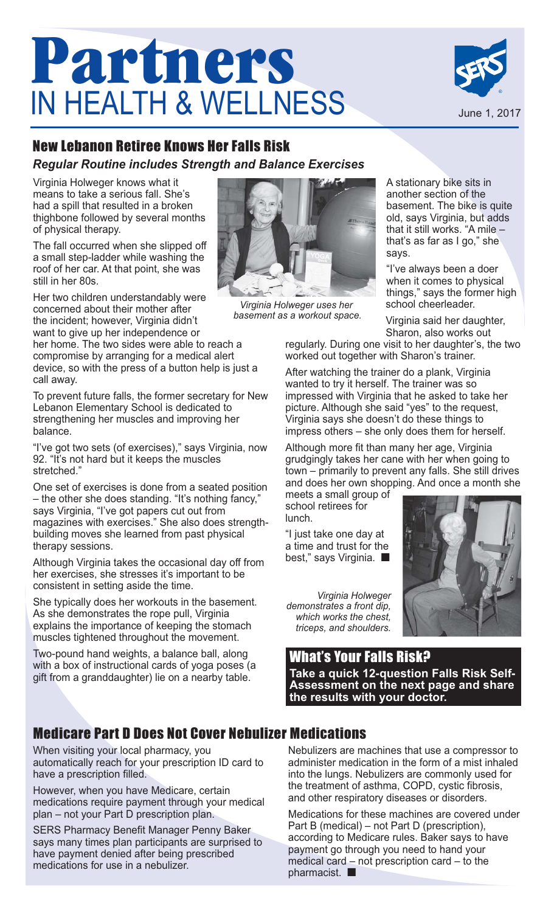# Partners IN HEALTH & WELLNESS

June 1, 2017

## New Lebanon Retiree Knows Her Falls Risk

### *Regular Routine includes Strength and Balance Exercises*

Virginia Holweger knows what it means to take a serious fall. She's had a spill that resulted in a broken thighbone followed by several months of physical therapy.

The fall occurred when she slipped off a small step-ladder while washing the roof of her car. At that point, she was still in her 80s.

Her two children understandably were concerned about their mother after the incident; however, Virginia didn't want to give up her independence or her home. The two sides were able to reach a compromise by arranging for a medical alert device, so with the press of a button help is just a call away.

To prevent future falls, the former secretary for New Lebanon Elementary School is dedicated to strengthening her muscles and improving her balance.

"I've got two sets (of exercises)," says Virginia, now 92. "It's not hard but it keeps the muscles stretched."

One set of exercises is done from a seated position – the other she does standing. "It's nothing fancy," says Virginia, "I've got papers cut out from magazines with exercises." She also does strength-building moves she learned from past physical therapy sessions.

Although Virginia takes the occasional day off from her exercises, she stresses it's important to be consistent in setting aside the time.

She typically does her workouts in the basement. As she demonstrates the rope pull, Virginia explains the importance of keeping the stomach muscles tightened throughout the movement.

Two-pound hand weights, a balance ball, along with a box of instructional cards of yoga poses (a gift from a granddaughter) lie on a nearby table.

*Virginia Holweger uses her basement as a workout space.*

A stationary bike sits in another section of the basement. The bike is quite old, says Virginia, but adds that it still works. "A mile – that's as far as I go," she says.

"I've always been a doer when it comes to physical things," says the former high school cheerleader.

Virginia said her daughter, Sharon, also works out regularly. During one visit to her daughter's, the two worked out together with Sharon's trainer.

After watching the trainer do a plank, Virginia wanted to try it herself. The trainer was so impressed with Virginia that he asked to take her picture. Although she said "yes" to the request, Virginia says she doesn't do these things to impress others – she only does them for herself.

Although more fit than many her age, Virginia grudgingly takes her cane with her when going to town – primarily to prevent any falls. She still drives and does her own shopping. And once a month she meets a small group of school retirees for lunch.

"I just take one day at a time and trust for the best," says Virginia. ■

*Virginia Holweger demonstrates a front dip, which works the chest, triceps, and shoulders.*

### What's Your Falls Risk?

**Take a quick 12-question Falls Risk Self-Assessment on the next page and share the results with your doctor.**

## Medicare Part D Does Not Cover Nebulizer Medications

When visiting your local pharmacy, you automatically reach for your prescription ID card to have a prescription filled.

However, when you have Medicare, certain medications require payment through your medical plan – not your Part D prescription plan.

SERS Pharmacy Benefit Manager Penny Baker says many times plan participants are surprised to have payment denied after being prescribed medications for use in a nebulizer.

Nebulizers are machines that use a compressor to administer medication in the form of a mist inhaled into the lungs. Nebulizers are commonly used for the treatment of asthma, COPD, cystic fibrosis, and other respiratory diseases or disorders.

Medications for these machines are covered under Part B (medical) – not Part D (prescription), according to Medicare rules. Baker says to have payment go through you need to hand your medical card – not prescription card – to the pharmacist. ■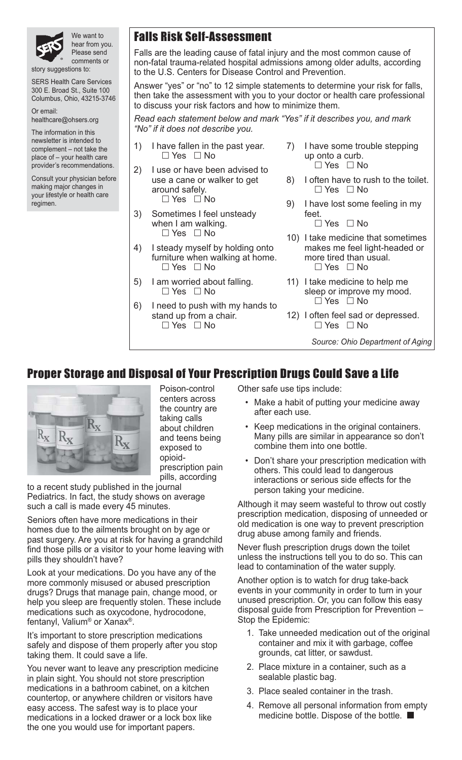We want to hear from you. Please send comments or story suggestions to:

SERS Health Care Services
300 E. Broad St., Suite 100
Columbus, Ohio, 43215-3746

Or email:
healthcare@ohsers.org

The information in this newsletter is intended to complement – not take the place of – your health care provider's recommendations.

Consult your physician before making major changes in your lifestyle or health care regimen.

## Falls Risk Self-Assessment

Falls are the leading cause of fatal injury and the most common cause of non-fatal trauma-related hospital admissions among older adults, according to the U.S. Centers for Disease Control and Prevention.

Answer "yes" or "no" to 12 simple statements to determine your risk for falls, then take the assessment with you to your doctor or health care professional to discuss your risk factors and how to minimize them.

*Read each statement below and mark "Yes" if it describes you, and mark "No" if it does not describe you.*

1) I have fallen in the past year.
   ☐ Yes ☐ No
2) I use or have been advised to use a cane or walker to get around safely.
   ☐ Yes ☐ No
3) Sometimes I feel unsteady when I am walking.
   ☐ Yes ☐ No
4) I steady myself by holding onto furniture when walking at home.
   ☐ Yes ☐ No
5) I am worried about falling.
   ☐ Yes ☐ No
6) I need to push with my hands to stand up from a chair.
   ☐ Yes ☐ No
7) I have some trouble stepping up onto a curb.
   ☐ Yes ☐ No
8) I often have to rush to the toilet.
   ☐ Yes ☐ No
9) I have lost some feeling in my feet.
   ☐ Yes ☐ No
10) I take medicine that sometimes makes me feel light-headed or more tired than usual.
    ☐ Yes ☐ No
11) I take medicine to help me sleep or improve my mood.
    ☐ Yes ☐ No
12) I often feel sad or depressed.
    ☐ Yes ☐ No

*Source: Ohio Department of Aging*

## Proper Storage and Disposal of Your Prescription Drugs Could Save a Life

Poison-control centers across the country are taking calls about children and teens being exposed to opioid-prescription pain pills, according to a recent study published in the journal Pediatrics. In fact, the study shows on average such a call is made every 45 minutes.

Seniors often have more medications in their homes due to the ailments brought on by age or past surgery. Are you at risk for having a grandchild find those pills or a visitor to your home leaving with pills they shouldn't have?

Look at your medications. Do you have any of the more commonly misused or abused prescription drugs? Drugs that manage pain, change mood, or help you sleep are frequently stolen. These include medications such as oxycodone, hydrocodone, fentanyl, Valium® or Xanax®.

It's important to store prescription medications safely and dispose of them properly after you stop taking them. It could save a life.

You never want to leave any prescription medicine in plain sight. You should not store prescription medications in a bathroom cabinet, on a kitchen countertop, or anywhere children or visitors have easy access. The safest way is to place your medications in a locked drawer or a lock box like the one you would use for important papers.

Other safe use tips include:

- Make a habit of putting your medicine away after each use.
- Keep medications in the original containers. Many pills are similar in appearance so don't combine them into one bottle.
- Don't share your prescription medication with others. This could lead to dangerous interactions or serious side effects for the person taking your medicine.

Although it may seem wasteful to throw out costly prescription medication, disposing of unneeded or old medication is one way to prevent prescription drug abuse among family and friends.

Never flush prescription drugs down the toilet unless the instructions tell you to do so. This can lead to contamination of the water supply.

Another option is to watch for drug take-back events in your community in order to turn in your unused prescription. Or, you can follow this easy disposal guide from Prescription for Prevention – Stop the Epidemic:

1. Take unneeded medication out of the original container and mix it with garbage, coffee grounds, cat litter, or sawdust.
2. Place mixture in a container, such as a sealable plastic bag.
3. Place sealed container in the trash.
4. Remove all personal information from empty medicine bottle. Dispose of the bottle. ■